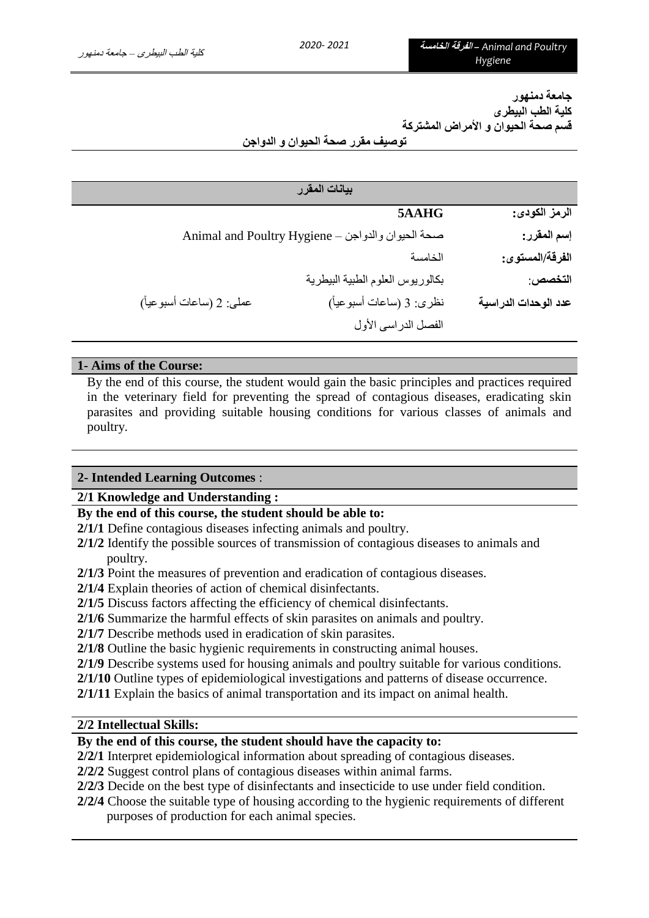**جامعة دمنهور**
**كلية الطب البيطرى**
**قسم صحة الحيوان و الأمراض المشتركة**
**توصيف مقرر صحة الحيوان و الدواجن**

| بيانات المقرر | | |
|---|---|---|
| **الرمز الكودى:** | **5AAHG** | |
| **إسم المقرر:** | صحة الحيوان والدواجن – Animal and Poultry Hygiene | |
| **الفرقة/المستوى:** | الخامسة | |
| **التخصص:** | بكالوريوس العلوم الطبية البيطرية | |
| **عدد الوحدات الدراسية** | نظرى: 3 (ساعات أسبوعياً) | عملى: 2 (ساعات أسبوعياً) |
| | الفصل الدراسى الأول | |

## 1- Aims of the Course:

By the end of this course, the student would gain the basic principles and practices required in the veterinary field for preventing the spread of contagious diseases, eradicating skin parasites and providing suitable housing conditions for various classes of animals and poultry.

## 2- Intended Learning Outcomes :

### 2/1 Knowledge and Understanding :

**By the end of this course, the student should be able to:**

**2/1/1** Define contagious diseases infecting animals and poultry.
**2/1/2** Identify the possible sources of transmission of contagious diseases to animals and poultry.
**2/1/3** Point the measures of prevention and eradication of contagious diseases.
**2/1/4** Explain theories of action of chemical disinfectants.
**2/1/5** Discuss factors affecting the efficiency of chemical disinfectants.
**2/1/6** Summarize the harmful effects of skin parasites on animals and poultry.
**2/1/7** Describe methods used in eradication of skin parasites.
**2/1/8** Outline the basic hygienic requirements in constructing animal houses.
**2/1/9** Describe systems used for housing animals and poultry suitable for various conditions.
**2/1/10** Outline types of epidemiological investigations and patterns of disease occurrence.
**2/1/11** Explain the basics of animal transportation and its impact on animal health.

### 2/2 Intellectual Skills:

**By the end of this course, the student should have the capacity to:**

**2/2/1** Interpret epidemiological information about spreading of contagious diseases.
**2/2/2** Suggest control plans of contagious diseases within animal farms.
**2/2/3** Decide on the best type of disinfectants and insecticide to use under field condition.
**2/2/4** Choose the suitable type of housing according to the hygienic requirements of different purposes of production for each animal species.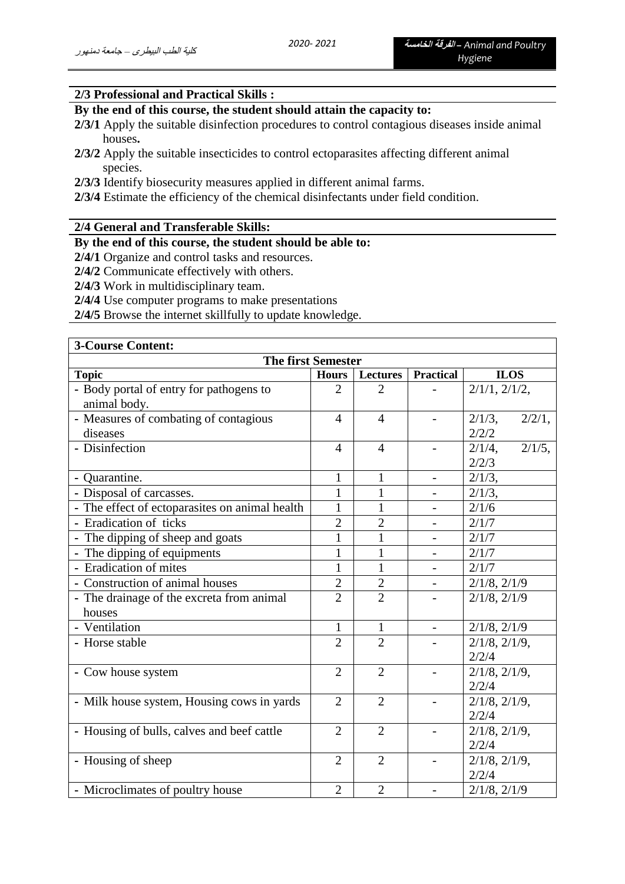### 2/3 Professional and Practical Skills :

**By the end of this course, the student should attain the capacity to:**

**2/3/1** Apply the suitable disinfection procedures to control contagious diseases inside animal houses**.**

**2/3/2** Apply the suitable insecticides to control ectoparasites affecting different animal species.

**2/3/3** Identify biosecurity measures applied in different animal farms.

**2/3/4** Estimate the efficiency of the chemical disinfectants under field condition.

### 2/4 General and Transferable Skills:

**By the end of this course, the student should be able to:**

**2/4/1** Organize and control tasks and resources.

**2/4/2** Communicate effectively with others.

**2/4/3** Work in multidisciplinary team.

**2/4/4** Use computer programs to make presentations

**2/4/5** Browse the internet skillfully to update knowledge.

### 3-Course Content:

| The first Semester | | | | |
|---|---|---|---|---|
| **Topic** | **Hours** | **Lectures** | **Practical** | **ILOS** |
| - Body portal of entry for pathogens to animal body. | 2 | 2 | - | 2/1/1, 2/1/2, |
| - Measures of combating of contagious diseases | 4 | 4 | - | 2/1/3, 2/2/1, 2/2/2 |
| - Disinfection | 4 | 4 | - | 2/1/4, 2/1/5, 2/2/3 |
| - Quarantine. | 1 | 1 | - | 2/1/3, |
| - Disposal of carcasses. | 1 | 1 | - | 2/1/3, |
| - The effect of ectoparasites on animal health | 1 | 1 | - | 2/1/6 |
| - Eradication of ticks | 2 | 2 | - | 2/1/7 |
| - The dipping of sheep and goats | 1 | 1 | - | 2/1/7 |
| - The dipping of equipments | 1 | 1 | - | 2/1/7 |
| - Eradication of mites | 1 | 1 | - | 2/1/7 |
| - Construction of animal houses | 2 | 2 | - | 2/1/8, 2/1/9 |
| - The drainage of the excreta from animal houses | 2 | 2 | - | 2/1/8, 2/1/9 |
| - Ventilation | 1 | 1 | - | 2/1/8, 2/1/9 |
| - Horse stable | 2 | 2 | - | 2/1/8, 2/1/9, 2/2/4 |
| - Cow house system | 2 | 2 | - | 2/1/8, 2/1/9, 2/2/4 |
| - Milk house system, Housing cows in yards | 2 | 2 | - | 2/1/8, 2/1/9, 2/2/4 |
| - Housing of bulls, calves and beef cattle | 2 | 2 | - | 2/1/8, 2/1/9, 2/2/4 |
| - Housing of sheep | 2 | 2 | - | 2/1/8, 2/1/9, 2/2/4 |
| - Microclimates of poultry house | 2 | 2 | - | 2/1/8, 2/1/9 |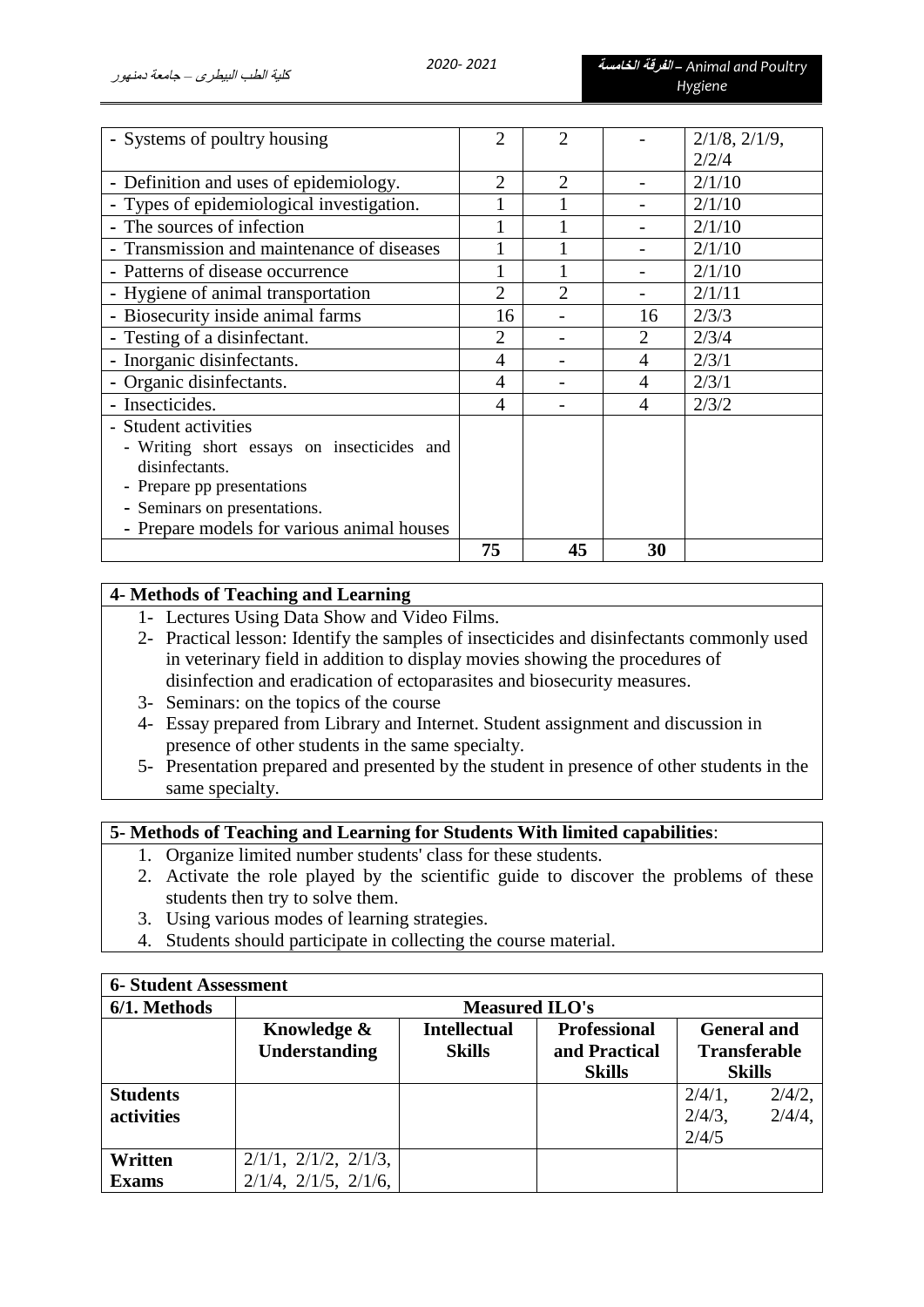| | | | | |
|---|---|---|---|---|
| - Systems of poultry housing | 2 | 2 | - | 2/1/8, 2/1/9, 2/2/4 |
| - Definition and uses of epidemiology. | 2 | 2 | - | 2/1/10 |
| - Types of epidemiological investigation. | 1 | 1 | - | 2/1/10 |
| - The sources of infection | 1 | 1 | - | 2/1/10 |
| - Transmission and maintenance of diseases | 1 | 1 | - | 2/1/10 |
| - Patterns of disease occurrence | 1 | 1 | - | 2/1/10 |
| - Hygiene of animal transportation | 2 | 2 | - | 2/1/11 |
| - Biosecurity inside animal farms | 16 | - | 16 | 2/3/3 |
| - Testing of a disinfectant. | 2 | - | 2 | 2/3/4 |
| - Inorganic disinfectants. | 4 | - | 4 | 2/3/1 |
| - Organic disinfectants. | 4 | - | 4 | 2/3/1 |
| - Insecticides. | 4 | - | 4 | 2/3/2 |
| - Student activities<br>- Writing short essays on insecticides and disinfectants.<br>- Prepare pp presentations<br>- Seminars on presentations.<br>- Prepare models for various animal houses | | | | |
| | **75** | **45** | **30** | |

## 4- Methods of Teaching and Learning

1- Lectures Using Data Show and Video Films.
2- Practical lesson: Identify the samples of insecticides and disinfectants commonly used in veterinary field in addition to display movies showing the procedures of disinfection and eradication of ectoparasites and biosecurity measures.
3- Seminars: on the topics of the course
4- Essay prepared from Library and Internet. Student assignment and discussion in presence of other students in the same specialty.
5- Presentation prepared and presented by the student in presence of other students in the same specialty.

## 5- Methods of Teaching and Learning for Students With limited capabilities:

1. Organize limited number students' class for these students.
2. Activate the role played by the scientific guide to discover the problems of these students then try to solve them.
3. Using various modes of learning strategies.
4. Students should participate in collecting the course material.

## 6- Student Assessment

| 6/1. Methods | Measured ILO's | | | |
|---|---|---|---|---|
| | **Knowledge & Understanding** | **Intellectual Skills** | **Professional and Practical Skills** | **General and Transferable Skills** |
| **Students activities** | | | | 2/4/1, 2/4/2, 2/4/3, 2/4/4, 2/4/5 |
| **Written Exams** | 2/1/1, 2/1/2, 2/1/3, 2/1/4, 2/1/5, 2/1/6, | | | |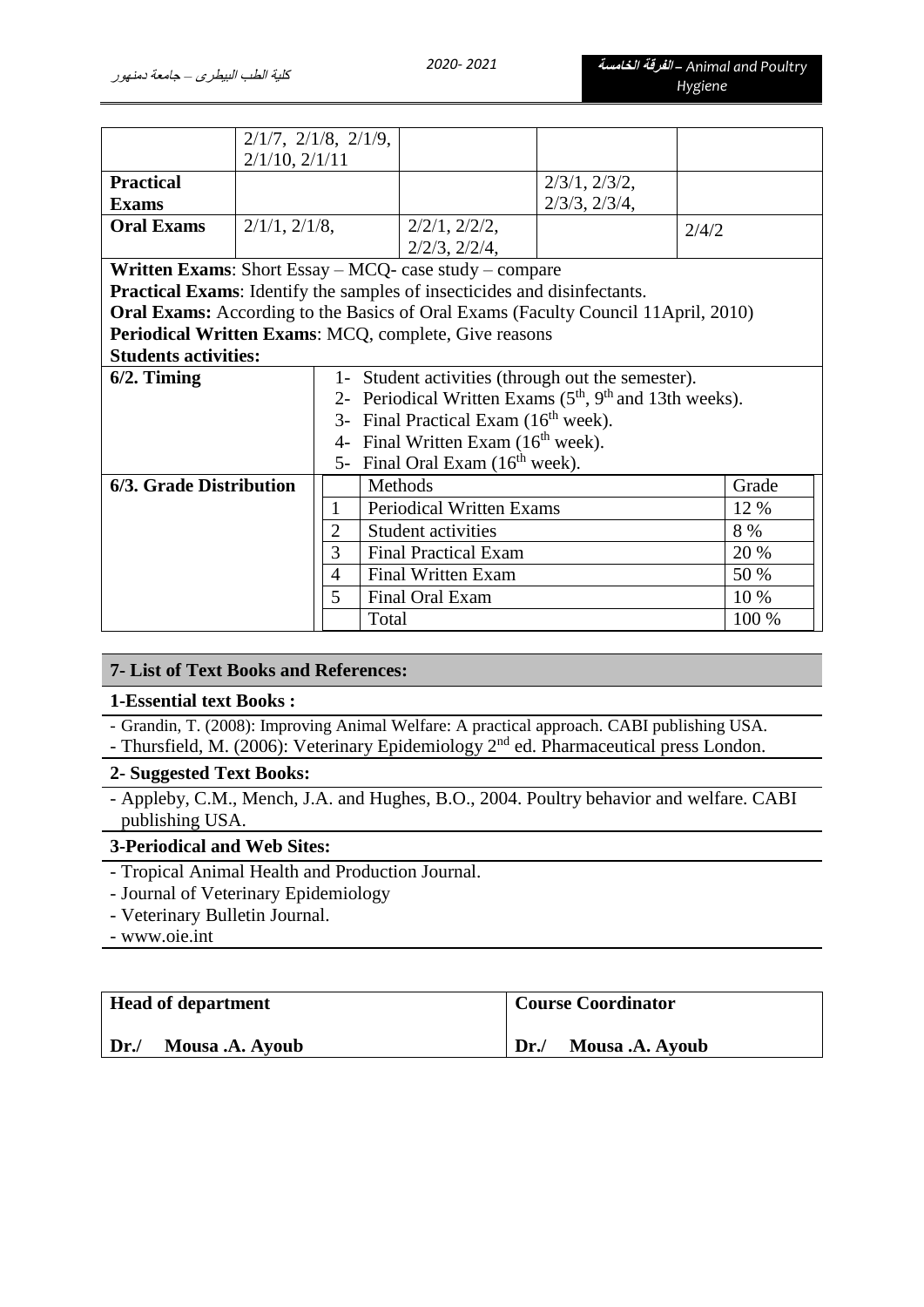| | | | | |
|---|---|---|---|---|
| | 2/1/7, 2/1/8, 2/1/9, 2/1/10, 2/1/11 | | | |
| **Practical Exams** | | | 2/3/1, 2/3/2, 2/3/3, 2/3/4, | |
| **Oral Exams** | 2/1/1, 2/1/8, | 2/2/1, 2/2/2, 2/2/3, 2/2/4, | | 2/4/2 |

**Written Exams**: Short Essay – MCQ- case study – compare
**Practical Exams**: Identify the samples of insecticides and disinfectants.
**Oral Exams:** According to the Basics of Oral Exams (Faculty Council 11April, 2010)
**Periodical Written Exams**: MCQ, complete, Give reasons
**Students activities:**

**6/2. Timing**

1- Student activities (through out the semester).
2- Periodical Written Exams (5th, 9th and 13th weeks).
3- Final Practical Exam (16th week).
4- Final Written Exam (16th week).
5- Final Oral Exam (16th week).

**6/3. Grade Distribution**

| | Methods | Grade |
|---|---|---|
| 1 | Periodical Written Exams | 12 % |
| 2 | Student activities | 8 % |
| 3 | Final Practical Exam | 20 % |
| 4 | Final Written Exam | 50 % |
| 5 | Final Oral Exam | 10 % |
| | Total | 100 % |

## 7- List of Text Books and References:

**1-Essential text Books :**

- Grandin, T. (2008): Improving Animal Welfare: A practical approach. CABI publishing USA.
- Thursfield, M. (2006): Veterinary Epidemiology 2nd ed. Pharmaceutical press London.

**2- Suggested Text Books:**

- Appleby, C.M., Mench, J.A. and Hughes, B.O., 2004. Poultry behavior and welfare. CABI publishing USA.

**3-Periodical and Web Sites:**

- Tropical Animal Health and Production Journal.
- Journal of Veterinary Epidemiology
- Veterinary Bulletin Journal.
- www.oie.int

| **Head of department** | **Course Coordinator** |
|---|---|
| **Dr./ Mousa .A. Ayoub** | **Dr./ Mousa .A. Ayoub** |